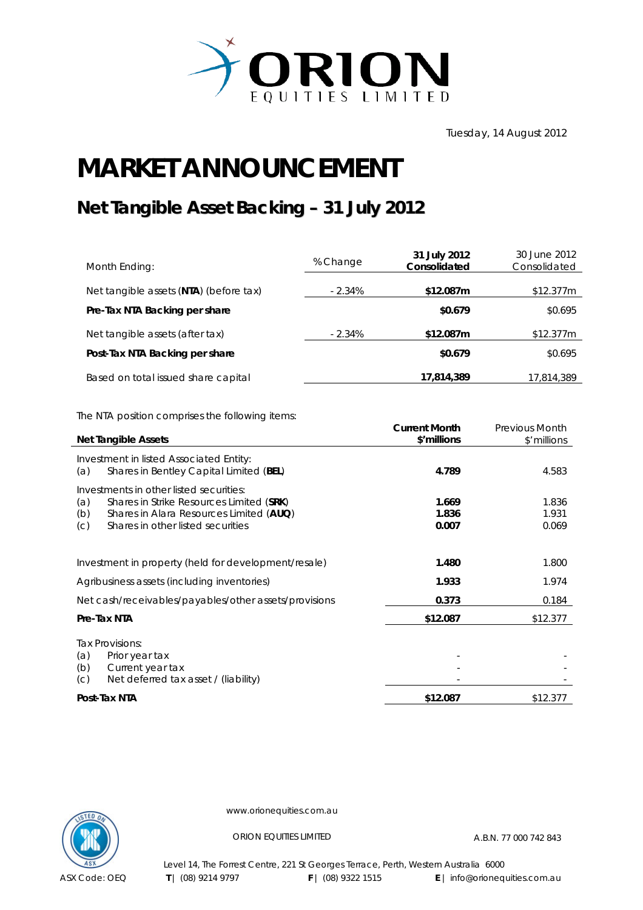ORION EQUITIES LIMITED

Tuesday, 14 August 2012

# MARKET ANNOUNCEMENT

## Net Tangible Asset Backing – 31 July 2012

| Month Ending: | % Change | **31 July 2012 Consolidated** | 30 June 2012 Consolidated |
|---|---|---|---|
| Net tangible assets (**NTA**) (before tax) | - 2.34% | **$12.087m** | $12.377m |
| **Pre-Tax NTA Backing per share** | | **$0.679** | $0.695 |
| Net tangible assets (after tax) | - 2.34% | **$12.087m** | $12.377m |
| **Post-Tax NTA Backing per share** | | **$0.679** | $0.695 |
| Based on total issued share capital | | **17,814,389** | 17,814,389 |

The NTA position comprises the following items:

| **Net Tangible Assets** | **Current Month $'millions** | Previous Month $'millions |
|---|---|---|
| Investment in listed Associated Entity: | | |
| (a) Shares in Bentley Capital Limited (**BEL**) | **4.789** | 4.583 |
| Investments in other listed securities: | | |
| (a) Shares in Strike Resources Limited (**SRK**) | **1.669** | 1.836 |
| (b) Shares in Alara Resources Limited (**AUQ**) | **1.836** | 1.931 |
| (c) Shares in other listed securities | **0.007** | 0.069 |
| Investment in property (held for development/resale) | **1.480** | 1.800 |
| Agribusiness assets (including inventories) | **1.933** | 1.974 |
| Net cash/receivables/payables/other assets/provisions | **0.373** | 0.184 |
| **Pre-Tax NTA** | **$12.087** | $12.377 |
| Tax Provisions: | | |
| (a) Prior year tax | - | - |
| (b) Current year tax | - | - |
| (c) Net deferred tax asset / (liability) | - | - |
| **Post-Tax NTA** | **$12.087** | $12.377 |

www.orionequities.com.au

ORION EQUITIES LIMITED A.B.N. 77 000 742 843

Level 14, The Forrest Centre, 221 St Georges Terrace, Perth, Western Australia 6000

ASX Code: OEQ **T** | (08) 9214 9797 **F** | (08) 9322 1515 **E** | info@orionequities.com.au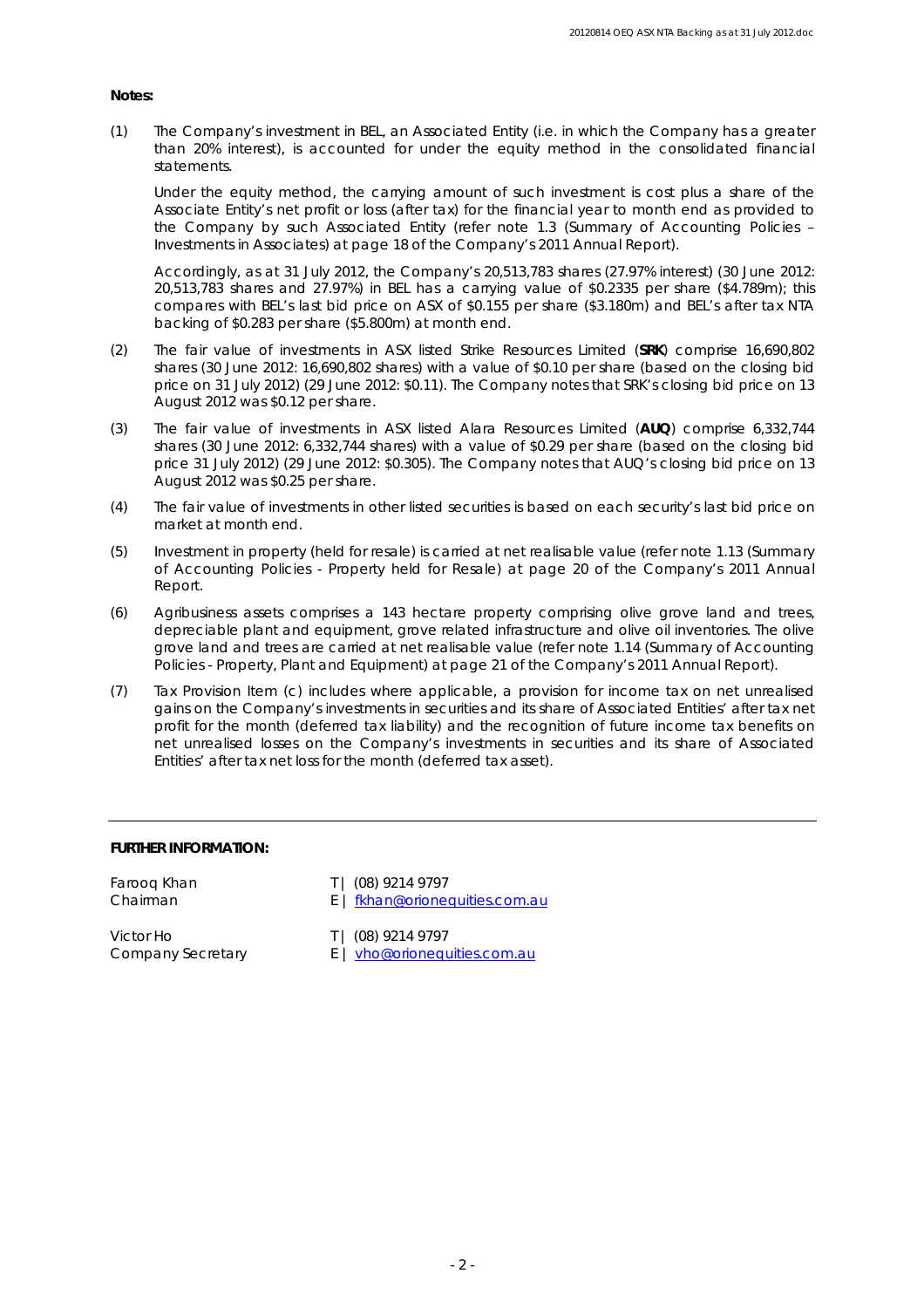**Notes:**

(1) The Company's investment in BEL, an Associated Entity (i.e. in which the Company has a greater than 20% interest), is accounted for under the equity method in the consolidated financial statements.

Under the equity method, the carrying amount of such investment is cost plus a share of the Associate Entity's net profit or loss (after tax) for the financial year to month end as provided to the Company by such Associated Entity (refer note 1.3 (Summary of Accounting Policies – Investments in Associates) at page 18 of the Company's 2011 Annual Report).

Accordingly, as at 31 July 2012, the Company's 20,513,783 shares (27.97% interest) (30 June 2012: 20,513,783 shares and 27.97%) in BEL has a carrying value of $0.2335 per share ($4.789m); this compares with BEL's last bid price on ASX of $0.155 per share ($3.180m) and BEL's after tax NTA backing of $0.283 per share ($5.800m) at month end.

(2) The fair value of investments in ASX listed Strike Resources Limited (**SRK**) comprise 16,690,802 shares (30 June 2012: 16,690,802 shares) with a value of $0.10 per share (based on the closing bid price on 31 July 2012) (29 June 2012: $0.11). The Company notes that SRK's closing bid price on 13 August 2012 was $0.12 per share.

(3) The fair value of investments in ASX listed Alara Resources Limited (**AUQ**) comprise 6,332,744 shares (30 June 2012: 6,332,744 shares) with a value of $0.29 per share (based on the closing bid price 31 July 2012) (29 June 2012: $0.305). The Company notes that AUQ's closing bid price on 13 August 2012 was $0.25 per share.

(4) The fair value of investments in other listed securities is based on each security's last bid price on market at month end.

(5) Investment in property (held for resale) is carried at net realisable value (refer note 1.13 (Summary of Accounting Policies - Property held for Resale) at page 20 of the Company's 2011 Annual Report.

(6) Agribusiness assets comprises a 143 hectare property comprising olive grove land and trees, depreciable plant and equipment, grove related infrastructure and olive oil inventories. The olive grove land and trees are carried at net realisable value (refer note 1.14 (Summary of Accounting Policies - Property, Plant and Equipment) at page 21 of the Company's 2011 Annual Report).

(7) Tax Provision Item (c) includes where applicable, a provision for income tax on net unrealised gains on the Company's investments in securities and its share of Associated Entities' after tax net profit for the month (deferred tax liability) and the recognition of future income tax benefits on net unrealised losses on the Company's investments in securities and its share of Associated Entities' after tax net loss for the month (deferred tax asset).

---

**FURTHER INFORMATION:**

| | |
|---|---|
| Farooq Khan<br>Chairman | T \| (08) 9214 9797<br>E \| fkhan@orionequities.com.au |
| Victor Ho<br>Company Secretary | T \| (08) 9214 9797<br>E \| vho@orionequities.com.au |